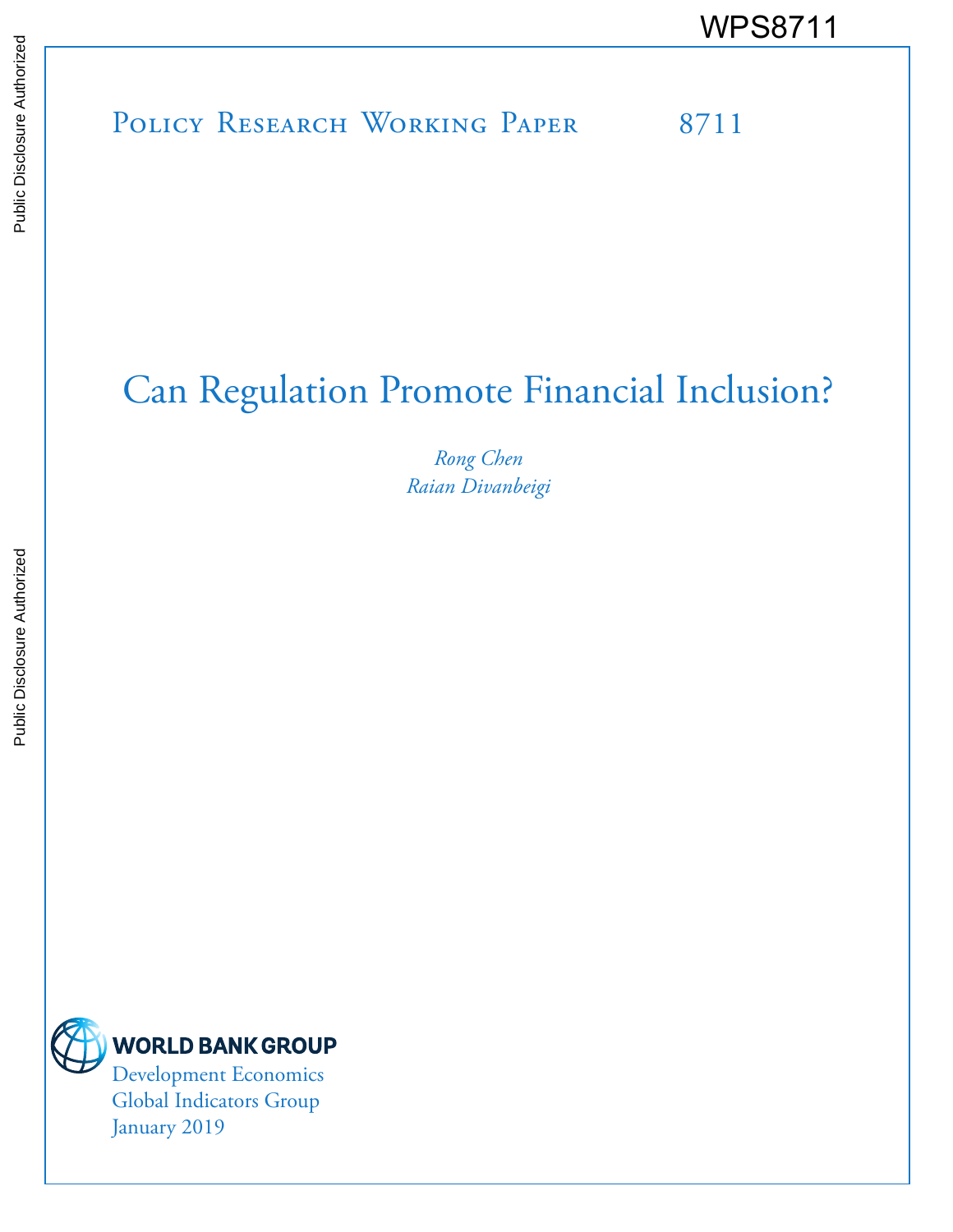WPS8711

Policy Research Working Paper 8711

# Can Regulation Promote Financial Inclusion?

*Rong Chen*
*Raian Divanbeigi*

WORLD BANK GROUP
Development Economics
Global Indicators Group
January 2019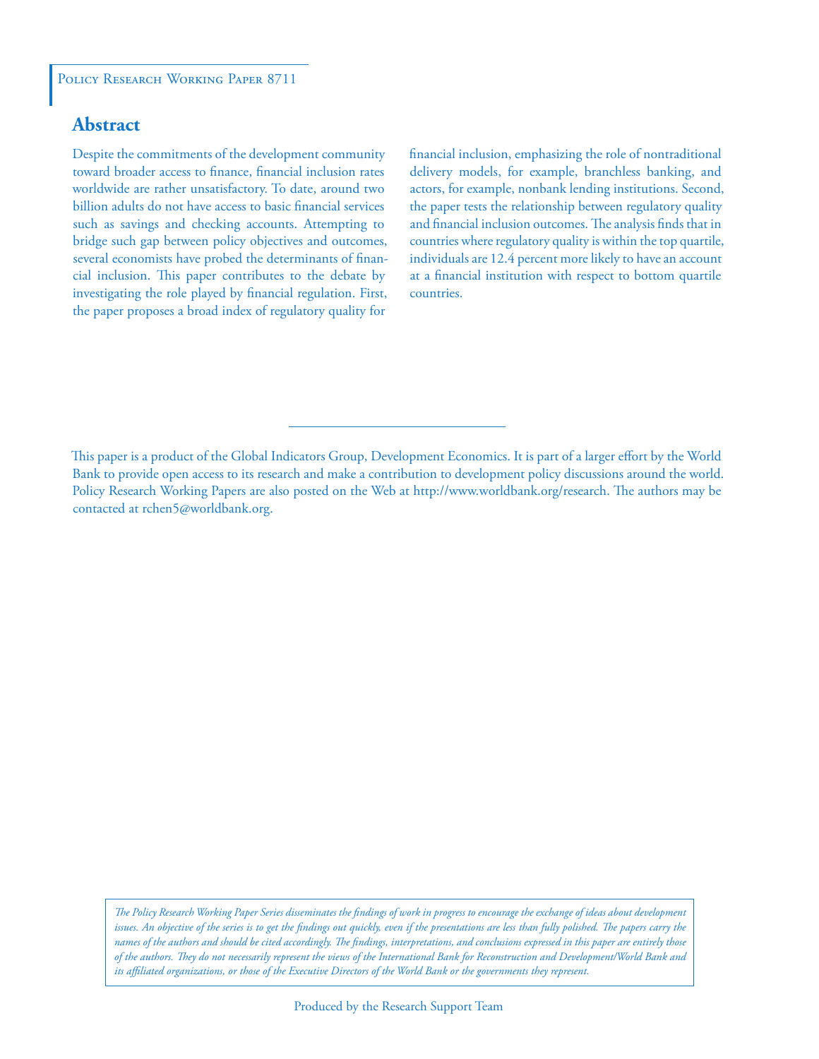Policy Research Working Paper 8711

## Abstract

Despite the commitments of the development community toward broader access to finance, financial inclusion rates worldwide are rather unsatisfactory. To date, around two billion adults do not have access to basic financial services such as savings and checking accounts. Attempting to bridge such gap between policy objectives and outcomes, several economists have probed the determinants of financial inclusion. This paper contributes to the debate by investigating the role played by financial regulation. First, the paper proposes a broad index of regulatory quality for financial inclusion, emphasizing the role of nontraditional delivery models, for example, branchless banking, and actors, for example, nonbank lending institutions. Second, the paper tests the relationship between regulatory quality and financial inclusion outcomes. The analysis finds that in countries where regulatory quality is within the top quartile, individuals are 12.4 percent more likely to have an account at a financial institution with respect to bottom quartile countries.

This paper is a product of the Global Indicators Group, Development Economics. It is part of a larger effort by the World Bank to provide open access to its research and make a contribution to development policy discussions around the world. Policy Research Working Papers are also posted on the Web at http://www.worldbank.org/research. The authors may be contacted at rchen5@worldbank.org.

*The Policy Research Working Paper Series disseminates the findings of work in progress to encourage the exchange of ideas about development issues. An objective of the series is to get the findings out quickly, even if the presentations are less than fully polished. The papers carry the names of the authors and should be cited accordingly. The findings, interpretations, and conclusions expressed in this paper are entirely those of the authors. They do not necessarily represent the views of the International Bank for Reconstruction and Development/World Bank and its affiliated organizations, or those of the Executive Directors of the World Bank or the governments they represent.*

Produced by the Research Support Team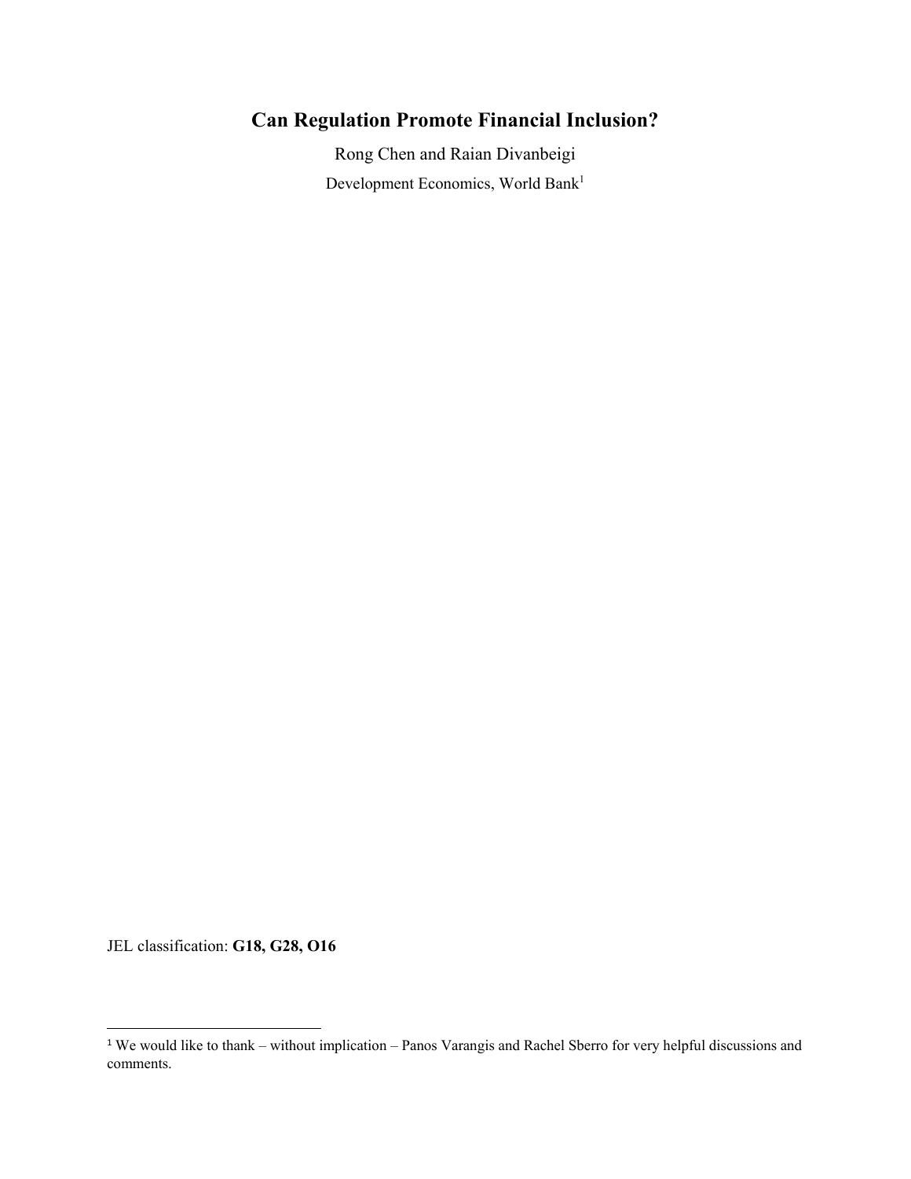# Can Regulation Promote Financial Inclusion?

Rong Chen and Raian Divanbeigi

Development Economics, World Bank[1]

JEL classification: **G18, G28, O16**

[1] We would like to thank – without implication – Panos Varangis and Rachel Sberro for very helpful discussions and comments.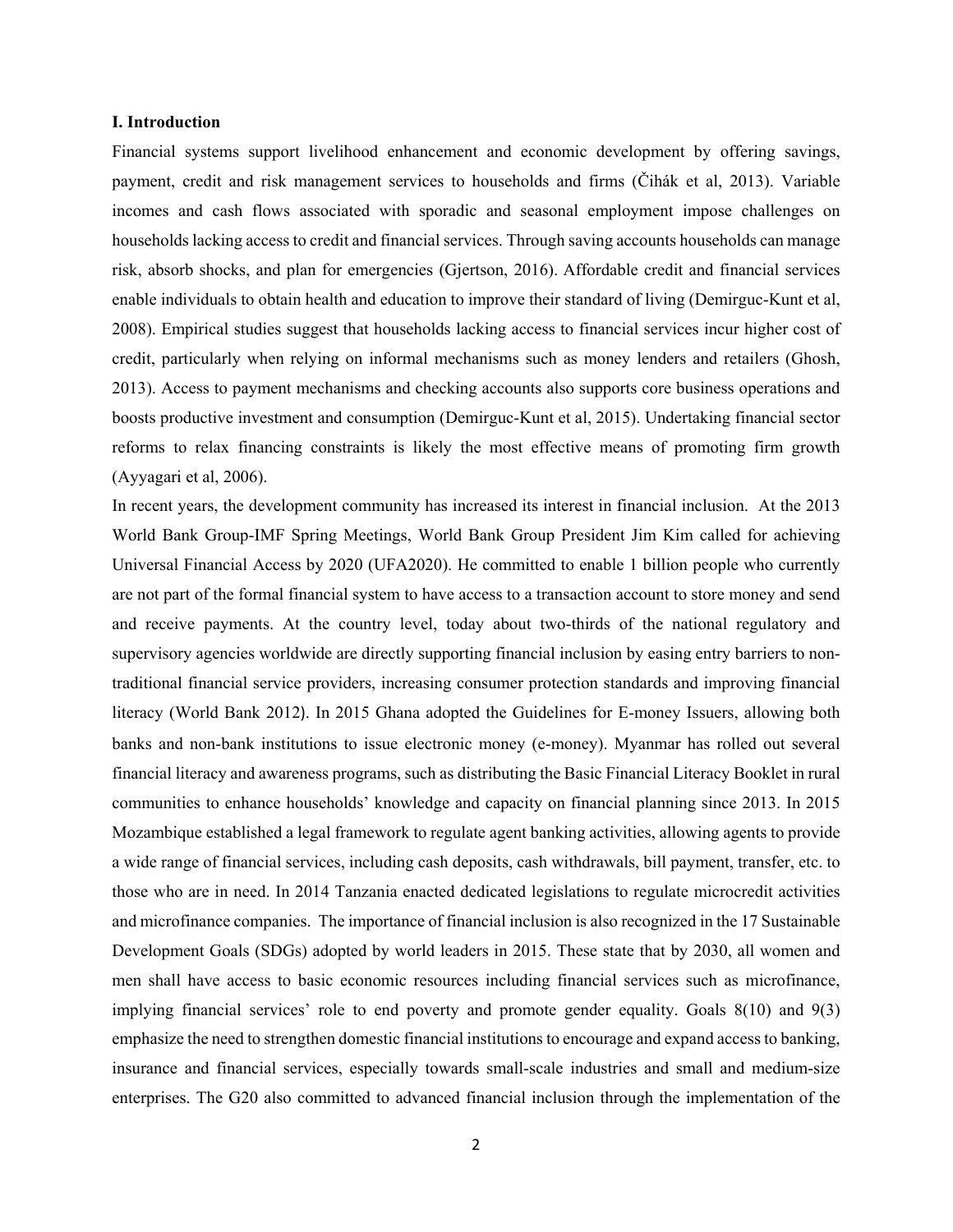### I. Introduction

Financial systems support livelihood enhancement and economic development by offering savings, payment, credit and risk management services to households and firms (Čihák et al, 2013). Variable incomes and cash flows associated with sporadic and seasonal employment impose challenges on households lacking access to credit and financial services. Through saving accounts households can manage risk, absorb shocks, and plan for emergencies (Gjertson, 2016). Affordable credit and financial services enable individuals to obtain health and education to improve their standard of living (Demirguc-Kunt et al, 2008). Empirical studies suggest that households lacking access to financial services incur higher cost of credit, particularly when relying on informal mechanisms such as money lenders and retailers (Ghosh, 2013). Access to payment mechanisms and checking accounts also supports core business operations and boosts productive investment and consumption (Demirguc-Kunt et al, 2015). Undertaking financial sector reforms to relax financing constraints is likely the most effective means of promoting firm growth (Ayyagari et al, 2006).

In recent years, the development community has increased its interest in financial inclusion. At the 2013 World Bank Group-IMF Spring Meetings, World Bank Group President Jim Kim called for achieving Universal Financial Access by 2020 (UFA2020). He committed to enable 1 billion people who currently are not part of the formal financial system to have access to a transaction account to store money and send and receive payments. At the country level, today about two-thirds of the national regulatory and supervisory agencies worldwide are directly supporting financial inclusion by easing entry barriers to non-traditional financial service providers, increasing consumer protection standards and improving financial literacy (World Bank 2012). In 2015 Ghana adopted the Guidelines for E-money Issuers, allowing both banks and non-bank institutions to issue electronic money (e-money). Myanmar has rolled out several financial literacy and awareness programs, such as distributing the Basic Financial Literacy Booklet in rural communities to enhance households' knowledge and capacity on financial planning since 2013. In 2015 Mozambique established a legal framework to regulate agent banking activities, allowing agents to provide a wide range of financial services, including cash deposits, cash withdrawals, bill payment, transfer, etc. to those who are in need. In 2014 Tanzania enacted dedicated legislations to regulate microcredit activities and microfinance companies. The importance of financial inclusion is also recognized in the 17 Sustainable Development Goals (SDGs) adopted by world leaders in 2015. These state that by 2030, all women and men shall have access to basic economic resources including financial services such as microfinance, implying financial services' role to end poverty and promote gender equality. Goals 8(10) and 9(3) emphasize the need to strengthen domestic financial institutions to encourage and expand access to banking, insurance and financial services, especially towards small-scale industries and small and medium-size enterprises. The G20 also committed to advanced financial inclusion through the implementation of the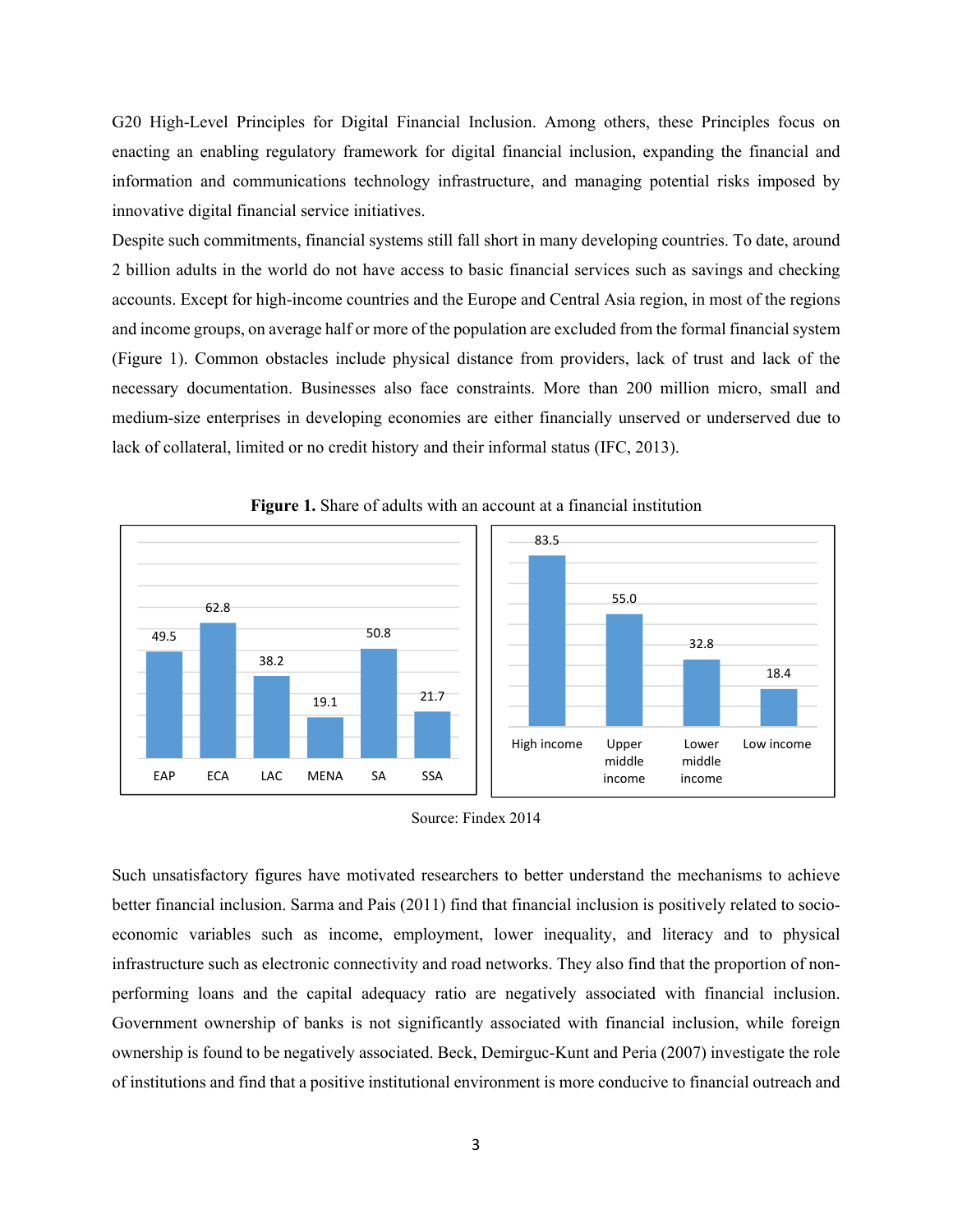G20 High-Level Principles for Digital Financial Inclusion. Among others, these Principles focus on enacting an enabling regulatory framework for digital financial inclusion, expanding the financial and information and communications technology infrastructure, and managing potential risks imposed by innovative digital financial service initiatives.

Despite such commitments, financial systems still fall short in many developing countries. To date, around 2 billion adults in the world do not have access to basic financial services such as savings and checking accounts. Except for high-income countries and the Europe and Central Asia region, in most of the regions and income groups, on average half or more of the population are excluded from the formal financial system (Figure 1). Common obstacles include physical distance from providers, lack of trust and lack of the necessary documentation. Businesses also face constraints. More than 200 million micro, small and medium-size enterprises in developing economies are either financially unserved or underserved due to lack of collateral, limited or no credit history and their informal status (IFC, 2013).

**Figure 1.** Share of adults with an account at a financial institution

| EAP | ECA | LAC | MENA | SA | SSA |
|---|---|---|---|---|---|
| 49.5 | 62.8 | 38.2 | 19.1 | 50.8 | 21.7 |

| High income | Upper middle income | Lower middle income | Low income |
|---|---|---|---|
| 83.5 | 55.0 | 32.8 | 18.4 |

Source: Findex 2014

Such unsatisfactory figures have motivated researchers to better understand the mechanisms to achieve better financial inclusion. Sarma and Pais (2011) find that financial inclusion is positively related to socio-economic variables such as income, employment, lower inequality, and literacy and to physical infrastructure such as electronic connectivity and road networks. They also find that the proportion of non-performing loans and the capital adequacy ratio are negatively associated with financial inclusion. Government ownership of banks is not significantly associated with financial inclusion, while foreign ownership is found to be negatively associated. Beck, Demirguc-Kunt and Peria (2007) investigate the role of institutions and find that a positive institutional environment is more conducive to financial outreach and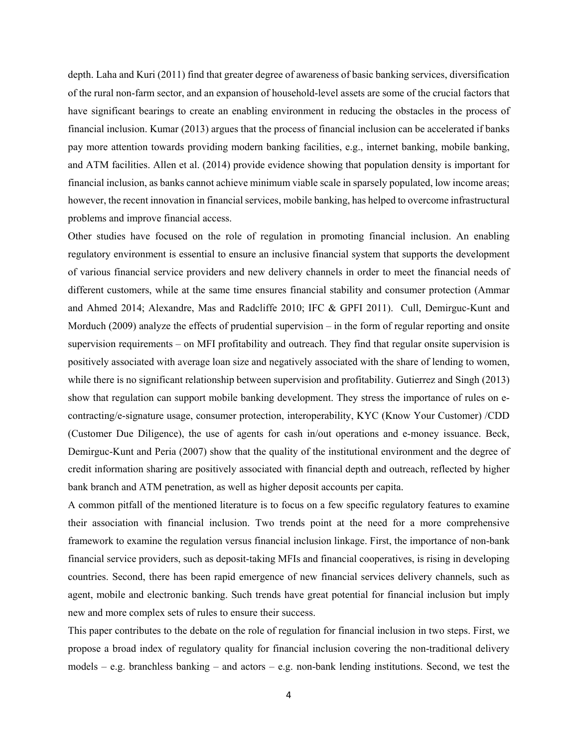depth. Laha and Kuri (2011) find that greater degree of awareness of basic banking services, diversification of the rural non-farm sector, and an expansion of household-level assets are some of the crucial factors that have significant bearings to create an enabling environment in reducing the obstacles in the process of financial inclusion. Kumar (2013) argues that the process of financial inclusion can be accelerated if banks pay more attention towards providing modern banking facilities, e.g., internet banking, mobile banking, and ATM facilities. Allen et al. (2014) provide evidence showing that population density is important for financial inclusion, as banks cannot achieve minimum viable scale in sparsely populated, low income areas; however, the recent innovation in financial services, mobile banking, has helped to overcome infrastructural problems and improve financial access.

Other studies have focused on the role of regulation in promoting financial inclusion. An enabling regulatory environment is essential to ensure an inclusive financial system that supports the development of various financial service providers and new delivery channels in order to meet the financial needs of different customers, while at the same time ensures financial stability and consumer protection (Ammar and Ahmed 2014; Alexandre, Mas and Radcliffe 2010; IFC & GPFI 2011). Cull, Demirguc-Kunt and Morduch (2009) analyze the effects of prudential supervision – in the form of regular reporting and onsite supervision requirements – on MFI profitability and outreach. They find that regular onsite supervision is positively associated with average loan size and negatively associated with the share of lending to women, while there is no significant relationship between supervision and profitability. Gutierrez and Singh (2013) show that regulation can support mobile banking development. They stress the importance of rules on e-contracting/e-signature usage, consumer protection, interoperability, KYC (Know Your Customer) /CDD (Customer Due Diligence), the use of agents for cash in/out operations and e-money issuance. Beck, Demirguc-Kunt and Peria (2007) show that the quality of the institutional environment and the degree of credit information sharing are positively associated with financial depth and outreach, reflected by higher bank branch and ATM penetration, as well as higher deposit accounts per capita.

A common pitfall of the mentioned literature is to focus on a few specific regulatory features to examine their association with financial inclusion. Two trends point at the need for a more comprehensive framework to examine the regulation versus financial inclusion linkage. First, the importance of non-bank financial service providers, such as deposit-taking MFIs and financial cooperatives, is rising in developing countries. Second, there has been rapid emergence of new financial services delivery channels, such as agent, mobile and electronic banking. Such trends have great potential for financial inclusion but imply new and more complex sets of rules to ensure their success.

This paper contributes to the debate on the role of regulation for financial inclusion in two steps. First, we propose a broad index of regulatory quality for financial inclusion covering the non-traditional delivery models – e.g. branchless banking – and actors – e.g. non-bank lending institutions. Second, we test the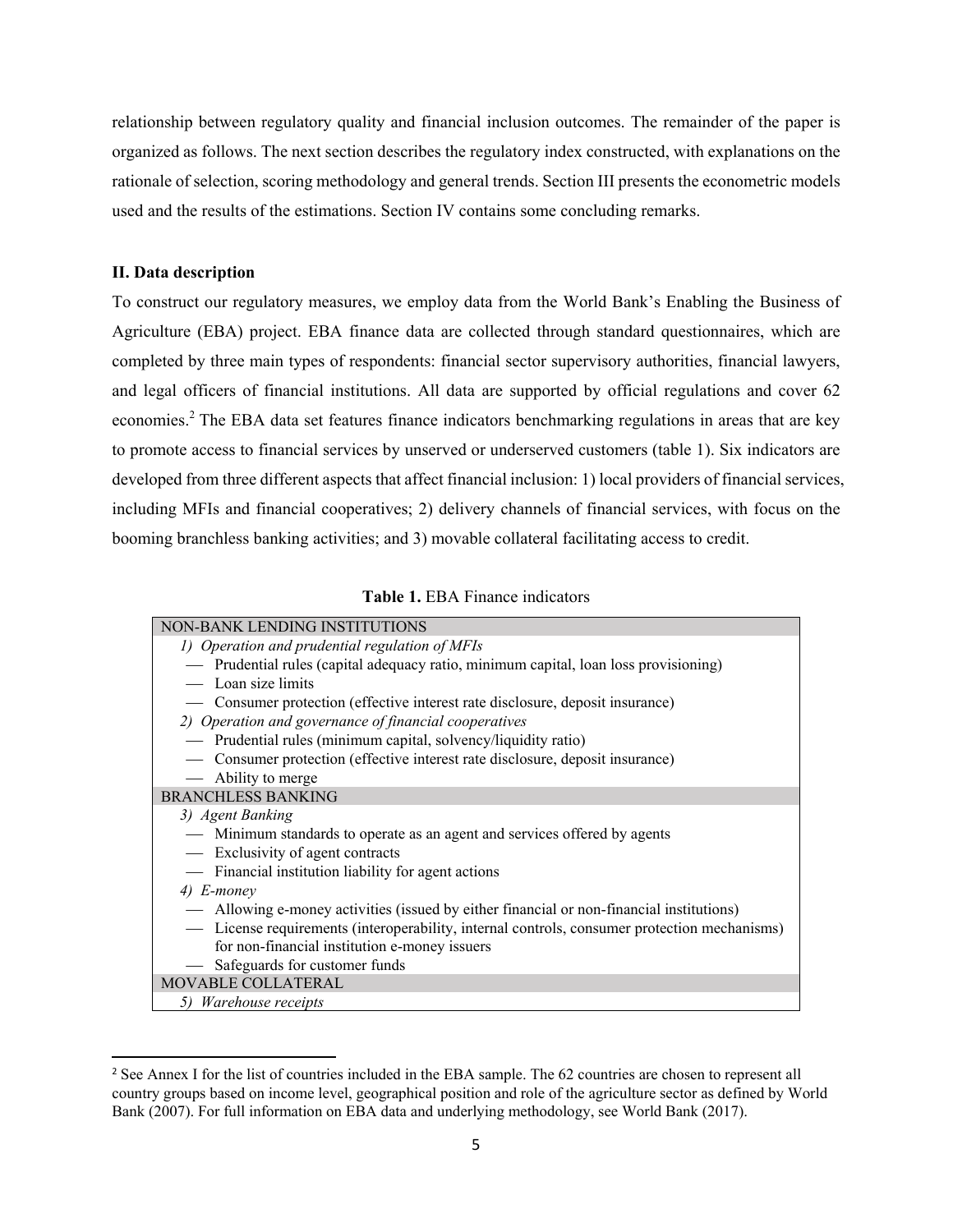relationship between regulatory quality and financial inclusion outcomes. The remainder of the paper is organized as follows. The next section describes the regulatory index constructed, with explanations on the rationale of selection, scoring methodology and general trends. Section III presents the econometric models used and the results of the estimations. Section IV contains some concluding remarks.

## II. Data description

To construct our regulatory measures, we employ data from the World Bank's Enabling the Business of Agriculture (EBA) project. EBA finance data are collected through standard questionnaires, which are completed by three main types of respondents: financial sector supervisory authorities, financial lawyers, and legal officers of financial institutions. All data are supported by official regulations and cover 62 economies.[2] The EBA data set features finance indicators benchmarking regulations in areas that are key to promote access to financial services by unserved or underserved customers (table 1). Six indicators are developed from three different aspects that affect financial inclusion: 1) local providers of financial services, including MFIs and financial cooperatives; 2) delivery channels of financial services, with focus on the booming branchless banking activities; and 3) movable collateral facilitating access to credit.

**Table 1.** EBA Finance indicators

| NON-BANK LENDING INSTITUTIONS |
|---|
| *1) Operation and prudential regulation of MFIs* |
| — Prudential rules (capital adequacy ratio, minimum capital, loan loss provisioning) |
| — Loan size limits |
| — Consumer protection (effective interest rate disclosure, deposit insurance) |
| *2) Operation and governance of financial cooperatives* |
| — Prudential rules (minimum capital, solvency/liquidity ratio) |
| — Consumer protection (effective interest rate disclosure, deposit insurance) |
| — Ability to merge |
| BRANCHLESS BANKING |
| *3) Agent Banking* |
| — Minimum standards to operate as an agent and services offered by agents |
| — Exclusivity of agent contracts |
| — Financial institution liability for agent actions |
| *4) E-money* |
| — Allowing e-money activities (issued by either financial or non-financial institutions) |
| — License requirements (interoperability, internal controls, consumer protection mechanisms) for non-financial institution e-money issuers |
| — Safeguards for customer funds |
| MOVABLE COLLATERAL |
| *5) Warehouse receipts* |

[2] See Annex I for the list of countries included in the EBA sample. The 62 countries are chosen to represent all country groups based on income level, geographical position and role of the agriculture sector as defined by World Bank (2007). For full information on EBA data and underlying methodology, see World Bank (2017).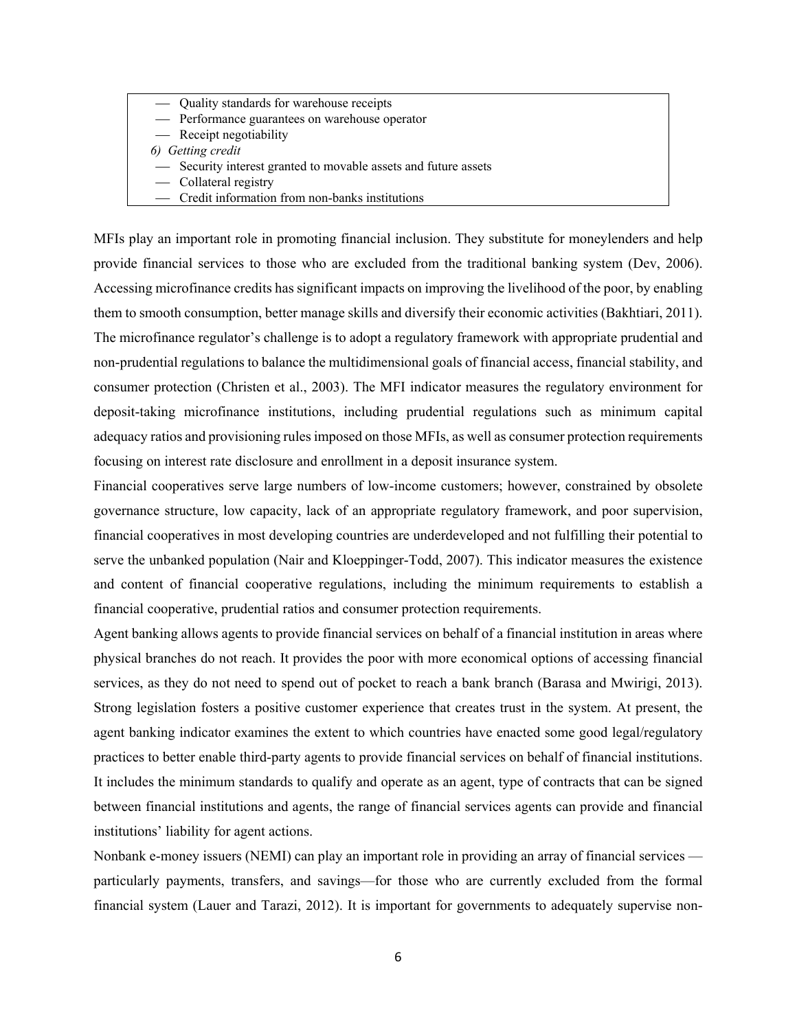— Quality standards for warehouse receipts
— Performance guarantees on warehouse operator
— Receipt negotiability

*6) Getting credit*

— Security interest granted to movable assets and future assets
— Collateral registry
— Credit information from non-banks institutions

MFIs play an important role in promoting financial inclusion. They substitute for moneylenders and help provide financial services to those who are excluded from the traditional banking system (Dev, 2006). Accessing microfinance credits has significant impacts on improving the livelihood of the poor, by enabling them to smooth consumption, better manage skills and diversify their economic activities (Bakhtiari, 2011). The microfinance regulator's challenge is to adopt a regulatory framework with appropriate prudential and non-prudential regulations to balance the multidimensional goals of financial access, financial stability, and consumer protection (Christen et al., 2003). The MFI indicator measures the regulatory environment for deposit-taking microfinance institutions, including prudential regulations such as minimum capital adequacy ratios and provisioning rules imposed on those MFIs, as well as consumer protection requirements focusing on interest rate disclosure and enrollment in a deposit insurance system.

Financial cooperatives serve large numbers of low-income customers; however, constrained by obsolete governance structure, low capacity, lack of an appropriate regulatory framework, and poor supervision, financial cooperatives in most developing countries are underdeveloped and not fulfilling their potential to serve the unbanked population (Nair and Kloeppinger-Todd, 2007). This indicator measures the existence and content of financial cooperative regulations, including the minimum requirements to establish a financial cooperative, prudential ratios and consumer protection requirements.

Agent banking allows agents to provide financial services on behalf of a financial institution in areas where physical branches do not reach. It provides the poor with more economical options of accessing financial services, as they do not need to spend out of pocket to reach a bank branch (Barasa and Mwirigi, 2013). Strong legislation fosters a positive customer experience that creates trust in the system. At present, the agent banking indicator examines the extent to which countries have enacted some good legal/regulatory practices to better enable third-party agents to provide financial services on behalf of financial institutions. It includes the minimum standards to qualify and operate as an agent, type of contracts that can be signed between financial institutions and agents, the range of financial services agents can provide and financial institutions' liability for agent actions.

Nonbank e-money issuers (NEMI) can play an important role in providing an array of financial services — particularly payments, transfers, and savings—for those who are currently excluded from the formal financial system (Lauer and Tarazi, 2012). It is important for governments to adequately supervise non-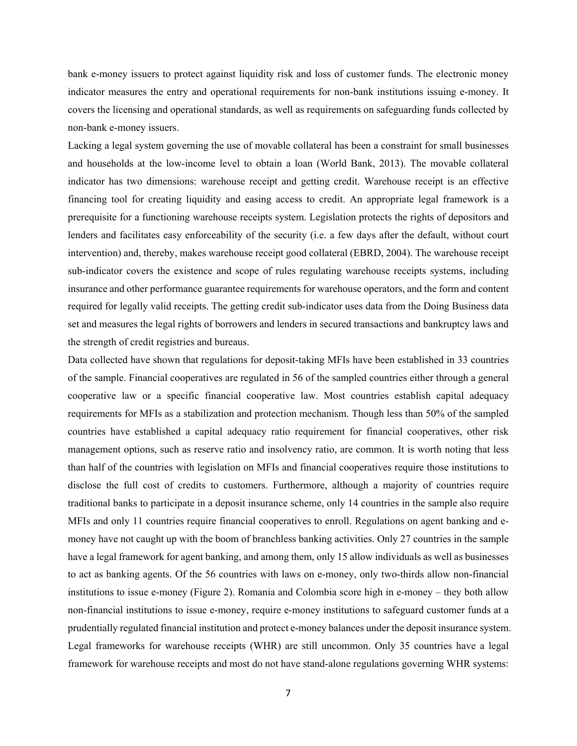bank e-money issuers to protect against liquidity risk and loss of customer funds. The electronic money indicator measures the entry and operational requirements for non-bank institutions issuing e-money. It covers the licensing and operational standards, as well as requirements on safeguarding funds collected by non-bank e-money issuers.

Lacking a legal system governing the use of movable collateral has been a constraint for small businesses and households at the low-income level to obtain a loan (World Bank, 2013). The movable collateral indicator has two dimensions: warehouse receipt and getting credit. Warehouse receipt is an effective financing tool for creating liquidity and easing access to credit. An appropriate legal framework is a prerequisite for a functioning warehouse receipts system. Legislation protects the rights of depositors and lenders and facilitates easy enforceability of the security (i.e. a few days after the default, without court intervention) and, thereby, makes warehouse receipt good collateral (EBRD, 2004). The warehouse receipt sub-indicator covers the existence and scope of rules regulating warehouse receipts systems, including insurance and other performance guarantee requirements for warehouse operators, and the form and content required for legally valid receipts. The getting credit sub-indicator uses data from the Doing Business data set and measures the legal rights of borrowers and lenders in secured transactions and bankruptcy laws and the strength of credit registries and bureaus.

Data collected have shown that regulations for deposit-taking MFIs have been established in 33 countries of the sample. Financial cooperatives are regulated in 56 of the sampled countries either through a general cooperative law or a specific financial cooperative law. Most countries establish capital adequacy requirements for MFIs as a stabilization and protection mechanism. Though less than 50% of the sampled countries have established a capital adequacy ratio requirement for financial cooperatives, other risk management options, such as reserve ratio and insolvency ratio, are common. It is worth noting that less than half of the countries with legislation on MFIs and financial cooperatives require those institutions to disclose the full cost of credits to customers. Furthermore, although a majority of countries require traditional banks to participate in a deposit insurance scheme, only 14 countries in the sample also require MFIs and only 11 countries require financial cooperatives to enroll. Regulations on agent banking and e-money have not caught up with the boom of branchless banking activities. Only 27 countries in the sample have a legal framework for agent banking, and among them, only 15 allow individuals as well as businesses to act as banking agents. Of the 56 countries with laws on e-money, only two-thirds allow non-financial institutions to issue e-money (Figure 2). Romania and Colombia score high in e-money – they both allow non-financial institutions to issue e-money, require e-money institutions to safeguard customer funds at a prudentially regulated financial institution and protect e-money balances under the deposit insurance system. Legal frameworks for warehouse receipts (WHR) are still uncommon. Only 35 countries have a legal framework for warehouse receipts and most do not have stand-alone regulations governing WHR systems: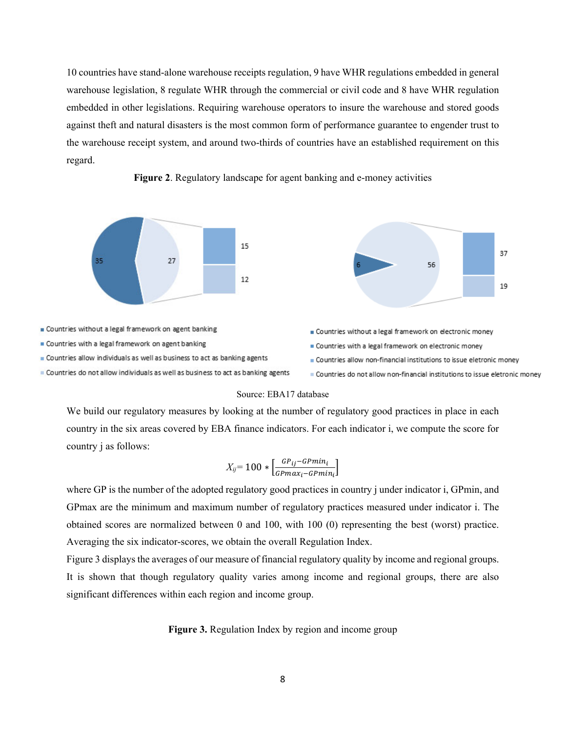10 countries have stand-alone warehouse receipts regulation, 9 have WHR regulations embedded in general warehouse legislation, 8 regulate WHR through the commercial or civil code and 8 have WHR regulation embedded in other legislations. Requiring warehouse operators to insure the warehouse and stored goods against theft and natural disasters is the most common form of performance guarantee to engender trust to the warehouse receipt system, and around two-thirds of countries have an established requirement on this regard.

**Figure 2**. Regulatory landscape for agent banking and e-money activities

Source: EBA17 database

We build our regulatory measures by looking at the number of regulatory good practices in place in each country in the six areas covered by EBA finance indicators. For each indicator i, we compute the score for country j as follows:

$$X_{ij} = 100 * \left[\frac{GP_{ij} - GPmin_i}{GPmax_i - GPmin_i}\right]$$

where GP is the number of the adopted regulatory good practices in country j under indicator i, GPmin, and GPmax are the minimum and maximum number of regulatory practices measured under indicator i. The obtained scores are normalized between 0 and 100, with 100 (0) representing the best (worst) practice. Averaging the six indicator-scores, we obtain the overall Regulation Index.

Figure 3 displays the averages of our measure of financial regulatory quality by income and regional groups. It is shown that though regulatory quality varies among income and regional groups, there are also significant differences within each region and income group.

**Figure 3.** Regulation Index by region and income group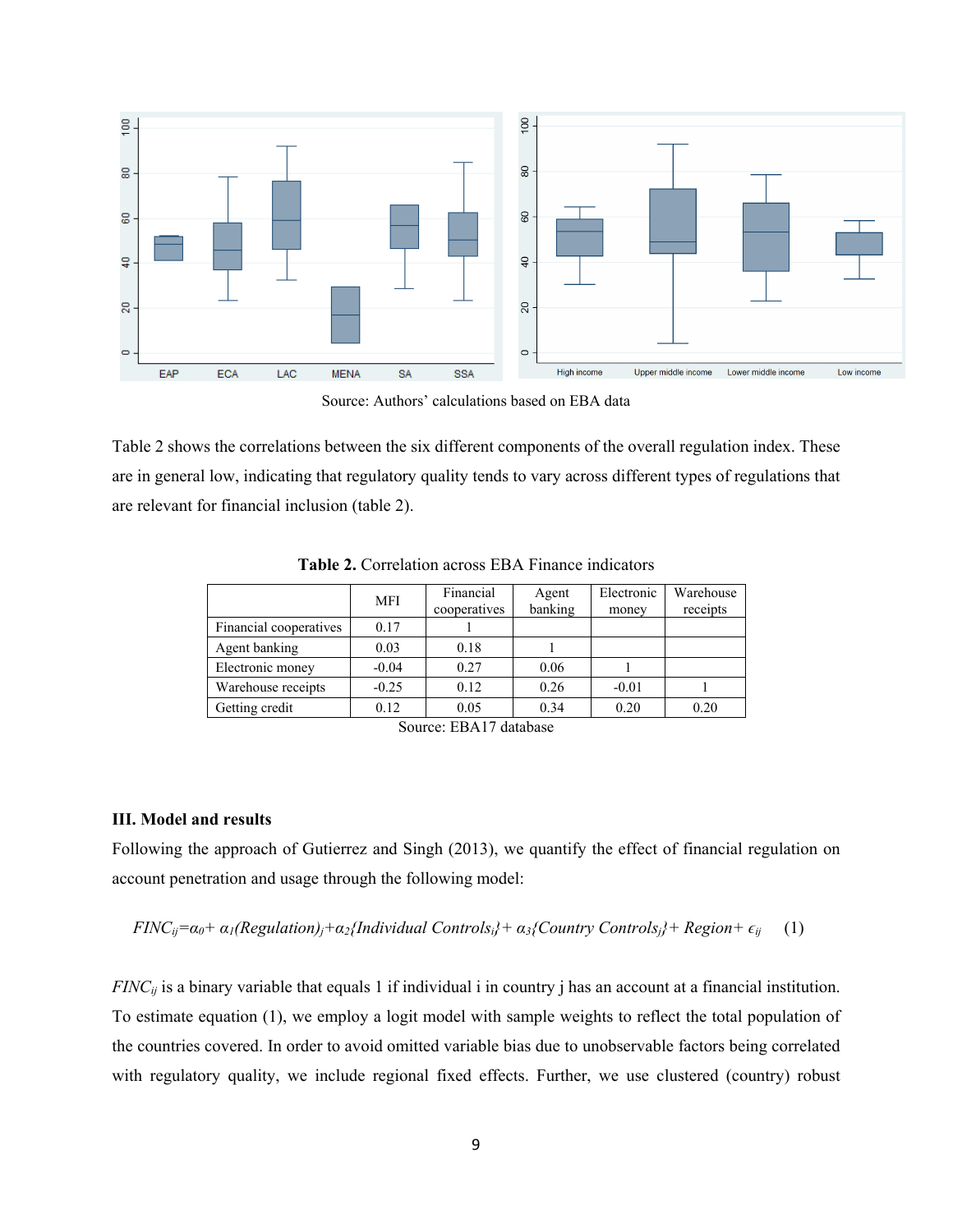Source: Authors' calculations based on EBA data

Table 2 shows the correlations between the six different components of the overall regulation index. These are in general low, indicating that regulatory quality tends to vary across different types of regulations that are relevant for financial inclusion (table 2).

**Table 2.** Correlation across EBA Finance indicators

| | MFI | Financial cooperatives | Agent banking | Electronic money | Warehouse receipts |
|---|---|---|---|---|---|
| Financial cooperatives | 0.17 | 1 | | | |
| Agent banking | 0.03 | 0.18 | 1 | | |
| Electronic money | -0.04 | 0.27 | 0.06 | 1 | |
| Warehouse receipts | -0.25 | 0.12 | 0.26 | -0.01 | 1 |
| Getting credit | 0.12 | 0.05 | 0.34 | 0.20 | 0.20 |

Source: EBA17 database

## III. Model and results

Following the approach of Gutierrez and Singh (2013), we quantify the effect of financial regulation on account penetration and usage through the following model:

$$FINC_{ij}=\alpha_0+ \alpha_1(Regulation)_j+\alpha_2\{Individual\ Controls_i\}+ \alpha_3\{Country\ Controls_j\}+ Region+ \epsilon_{ij} \quad (1)$$

$FINC_{ij}$ is a binary variable that equals 1 if individual i in country j has an account at a financial institution. To estimate equation (1), we employ a logit model with sample weights to reflect the total population of the countries covered. In order to avoid omitted variable bias due to unobservable factors being correlated with regulatory quality, we include regional fixed effects. Further, we use clustered (country) robust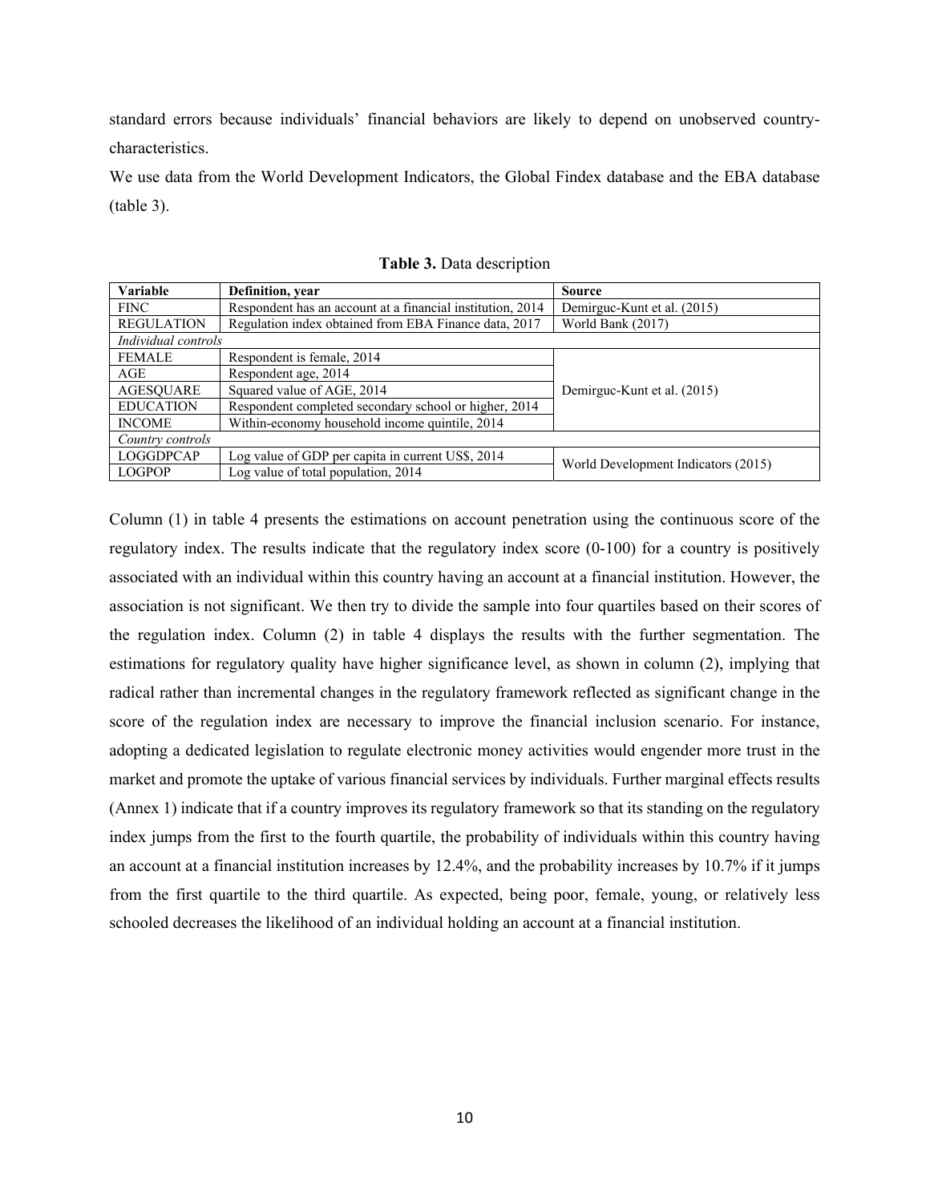standard errors because individuals' financial behaviors are likely to depend on unobserved country-characteristics.

We use data from the World Development Indicators, the Global Findex database and the EBA database (table 3).

**Table 3.** Data description

| Variable | Definition, year | Source |
|---|---|---|
| FINC | Respondent has an account at a financial institution, 2014 | Demirguc-Kunt et al. (2015) |
| REGULATION | Regulation index obtained from EBA Finance data, 2017 | World Bank (2017) |
| *Individual controls* | | |
| FEMALE | Respondent is female, 2014 | Demirguc-Kunt et al. (2015) |
| AGE | Respondent age, 2014 | |
| AGESQUARE | Squared value of AGE, 2014 | |
| EDUCATION | Respondent completed secondary school or higher, 2014 | |
| INCOME | Within-economy household income quintile, 2014 | |
| *Country controls* | | |
| LOGGDPCAP | Log value of GDP per capita in current US$, 2014 | World Development Indicators (2015) |
| LOGPOP | Log value of total population, 2014 | |

Column (1) in table 4 presents the estimations on account penetration using the continuous score of the regulatory index. The results indicate that the regulatory index score (0-100) for a country is positively associated with an individual within this country having an account at a financial institution. However, the association is not significant. We then try to divide the sample into four quartiles based on their scores of the regulation index. Column (2) in table 4 displays the results with the further segmentation. The estimations for regulatory quality have higher significance level, as shown in column (2), implying that radical rather than incremental changes in the regulatory framework reflected as significant change in the score of the regulation index are necessary to improve the financial inclusion scenario. For instance, adopting a dedicated legislation to regulate electronic money activities would engender more trust in the market and promote the uptake of various financial services by individuals. Further marginal effects results (Annex 1) indicate that if a country improves its regulatory framework so that its standing on the regulatory index jumps from the first to the fourth quartile, the probability of individuals within this country having an account at a financial institution increases by 12.4%, and the probability increases by 10.7% if it jumps from the first quartile to the third quartile. As expected, being poor, female, young, or relatively less schooled decreases the likelihood of an individual holding an account at a financial institution.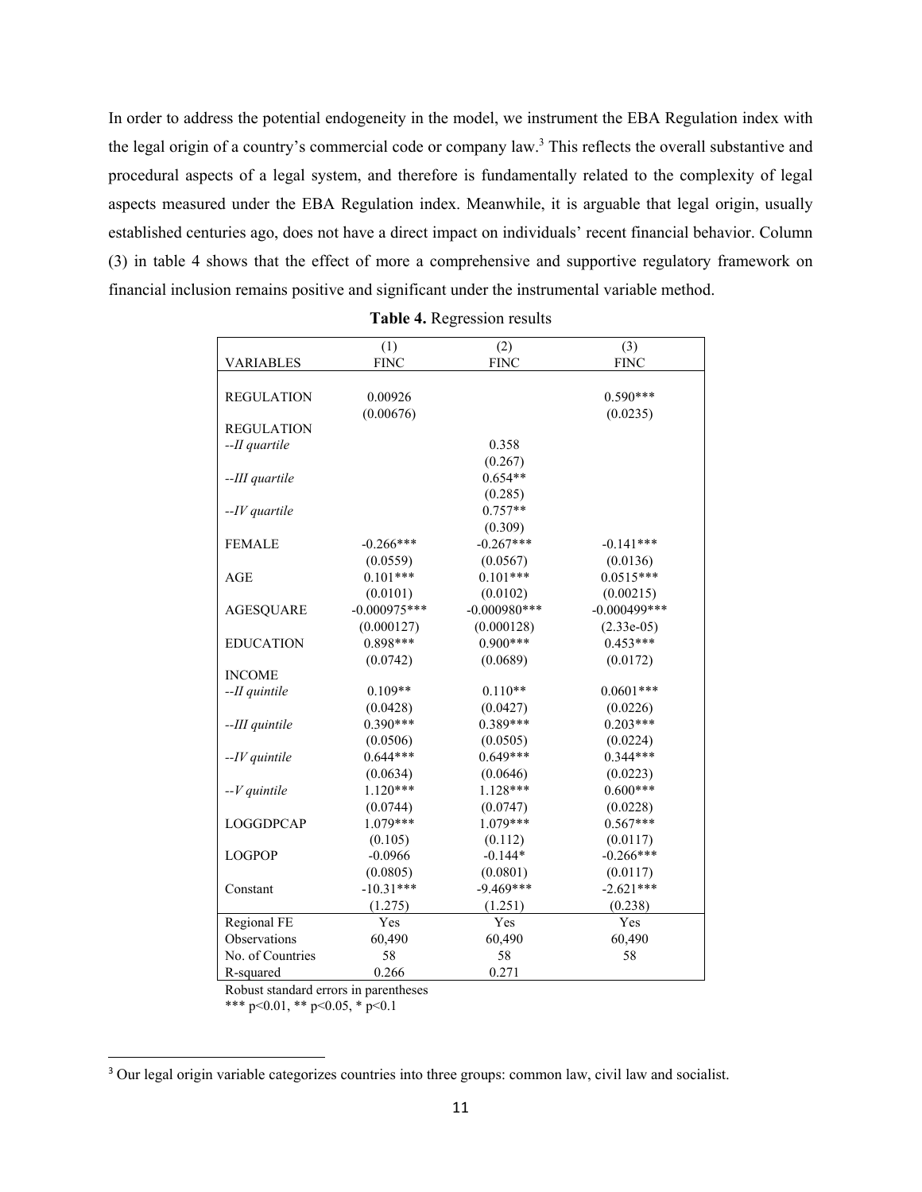In order to address the potential endogeneity in the model, we instrument the EBA Regulation index with the legal origin of a country's commercial code or company law.[3] This reflects the overall substantive and procedural aspects of a legal system, and therefore is fundamentally related to the complexity of legal aspects measured under the EBA Regulation index. Meanwhile, it is arguable that legal origin, usually established centuries ago, does not have a direct impact on individuals' recent financial behavior. Column (3) in table 4 shows that the effect of more a comprehensive and supportive regulatory framework on financial inclusion remains positive and significant under the instrumental variable method.

**Table 4.** Regression results

| VARIABLES | (1)<br>FINC | (2)<br>FINC | (3)<br>FINC |
|---|---|---|---|
| REGULATION | 0.00926 | | 0.590*** |
| | (0.00676) | | (0.0235) |
| REGULATION | | | |
| *--II quartile* | | 0.358 | |
| | | (0.267) | |
| *--III quartile* | | 0.654** | |
| | | (0.285) | |
| *--IV quartile* | | 0.757** | |
| | | (0.309) | |
| FEMALE | -0.266*** | -0.267*** | -0.141*** |
| | (0.0559) | (0.0567) | (0.0136) |
| AGE | 0.101*** | 0.101*** | 0.0515*** |
| | (0.0101) | (0.0102) | (0.00215) |
| AGESQUARE | -0.000975*** | -0.000980*** | -0.000499*** |
| | (0.000127) | (0.000128) | (2.33e-05) |
| EDUCATION | 0.898*** | 0.900*** | 0.453*** |
| | (0.0742) | (0.0689) | (0.0172) |
| INCOME | | | |
| *--II quintile* | 0.109** | 0.110** | 0.0601*** |
| | (0.0428) | (0.0427) | (0.0226) |
| *--III quintile* | 0.390*** | 0.389*** | 0.203*** |
| | (0.0506) | (0.0505) | (0.0224) |
| *--IV quintile* | 0.644*** | 0.649*** | 0.344*** |
| | (0.0634) | (0.0646) | (0.0223) |
| *--V quintile* | 1.120*** | 1.128*** | 0.600*** |
| | (0.0744) | (0.0747) | (0.0228) |
| LOGGDPCAP | 1.079*** | 1.079*** | 0.567*** |
| | (0.105) | (0.112) | (0.0117) |
| LOGPOP | -0.0966 | -0.144* | -0.266*** |
| | (0.0805) | (0.0801) | (0.0117) |
| Constant | -10.31*** | -9.469*** | -2.621*** |
| | (1.275) | (1.251) | (0.238) |
| Regional FE | Yes | Yes | Yes |
| Observations | 60,490 | 60,490 | 60,490 |
| No. of Countries | 58 | 58 | 58 |
| R-squared | 0.266 | 0.271 | |

Robust standard errors in parentheses

*** $p<0.01$, ** $p<0.05$, * $p<0.1$

[3] Our legal origin variable categorizes countries into three groups: common law, civil law and socialist.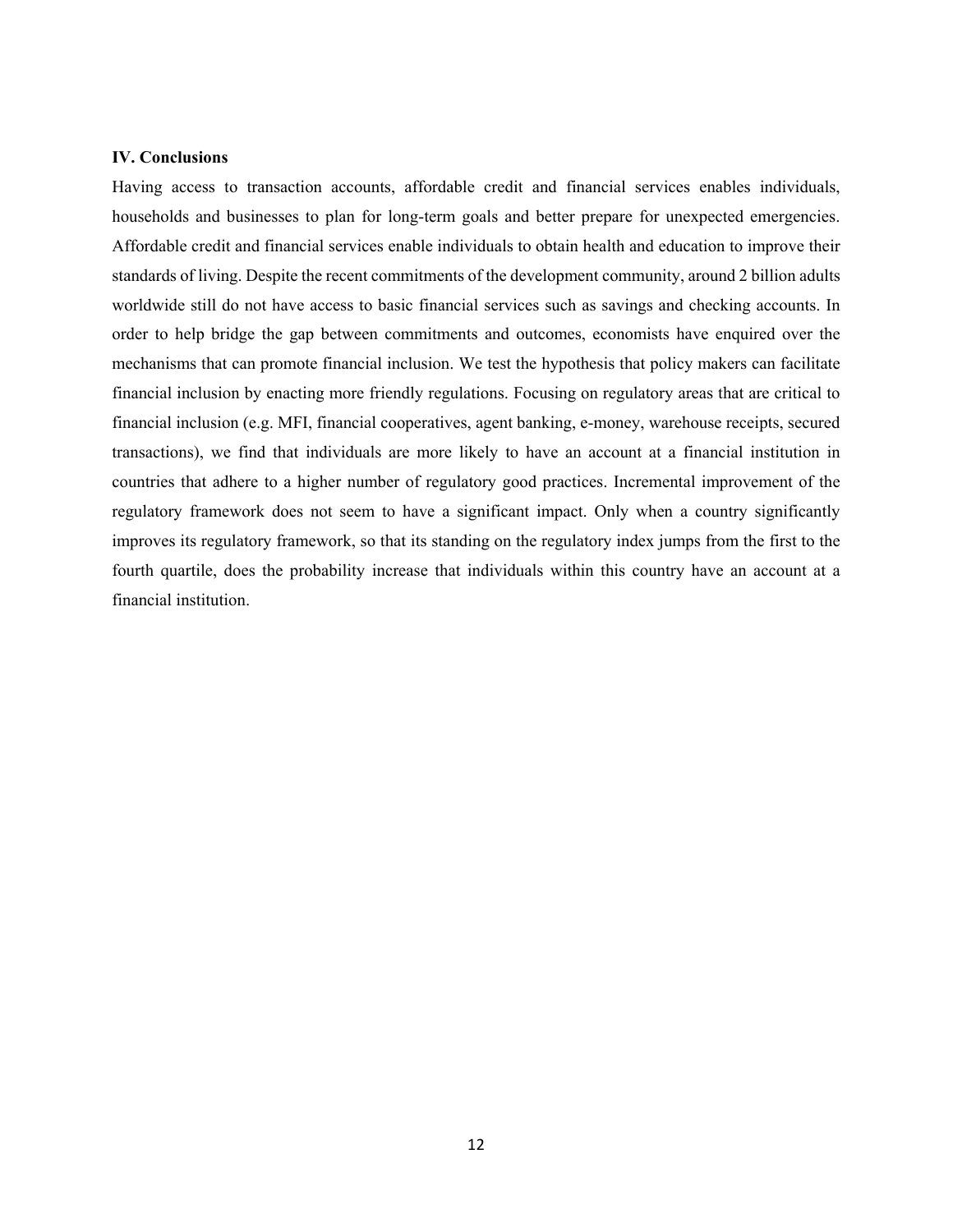## IV. Conclusions

Having access to transaction accounts, affordable credit and financial services enables individuals, households and businesses to plan for long-term goals and better prepare for unexpected emergencies. Affordable credit and financial services enable individuals to obtain health and education to improve their standards of living. Despite the recent commitments of the development community, around 2 billion adults worldwide still do not have access to basic financial services such as savings and checking accounts. In order to help bridge the gap between commitments and outcomes, economists have enquired over the mechanisms that can promote financial inclusion. We test the hypothesis that policy makers can facilitate financial inclusion by enacting more friendly regulations. Focusing on regulatory areas that are critical to financial inclusion (e.g. MFI, financial cooperatives, agent banking, e-money, warehouse receipts, secured transactions), we find that individuals are more likely to have an account at a financial institution in countries that adhere to a higher number of regulatory good practices. Incremental improvement of the regulatory framework does not seem to have a significant impact. Only when a country significantly improves its regulatory framework, so that its standing on the regulatory index jumps from the first to the fourth quartile, does the probability increase that individuals within this country have an account at a financial institution.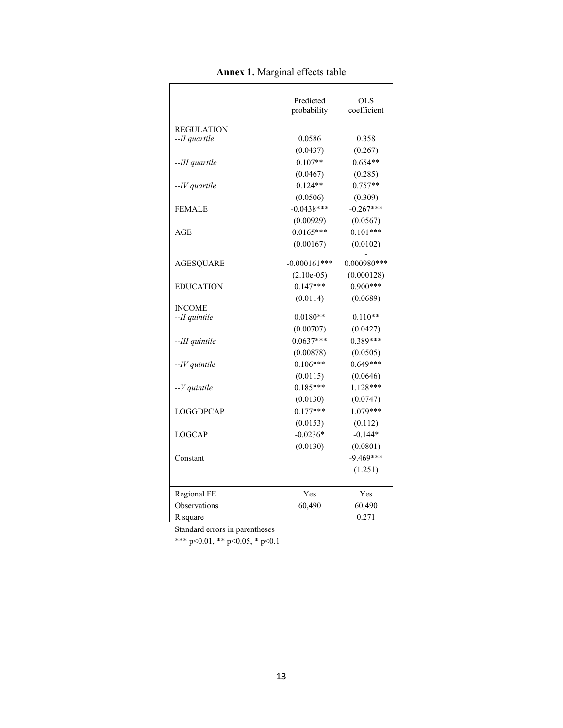**Annex 1.** Marginal effects table

| | Predicted probability | OLS coefficient |
|---|---|---|
| REGULATION | | |
| *--II quartile* | 0.0586 | 0.358 |
| | (0.0437) | (0.267) |
| *--III quartile* | 0.107** | 0.654** |
| | (0.0467) | (0.285) |
| *--IV quartile* | 0.124** | 0.757** |
| | (0.0506) | (0.309) |
| FEMALE | -0.0438*** | -0.267*** |
| | (0.00929) | (0.0567) |
| AGE | 0.0165*** | 0.101*** |
| | (0.00167) | (0.0102) |
| AGESQUARE | -0.000161*** | -0.000980*** |
| | (2.10e-05) | (0.000128) |
| EDUCATION | 0.147*** | 0.900*** |
| | (0.0114) | (0.0689) |
| INCOME | | |
| *--II quintile* | 0.0180** | 0.110** |
| | (0.00707) | (0.0427) |
| *--III quintile* | 0.0637*** | 0.389*** |
| | (0.00878) | (0.0505) |
| *--IV quintile* | 0.106*** | 0.649*** |
| | (0.0115) | (0.0646) |
| *--V quintile* | 0.185*** | 1.128*** |
| | (0.0130) | (0.0747) |
| LOGGDPCAP | 0.177*** | 1.079*** |
| | (0.0153) | (0.112) |
| LOGCAP | -0.0236* | -0.144* |
| | (0.0130) | (0.0801) |
| Constant | | -9.469*** |
| | | (1.251) |
| Regional FE | Yes | Yes |
| Observations | 60,490 | 60,490 |
| R square | | 0.271 |

Standard errors in parentheses

*** p<0.01, ** p<0.05, * p<0.1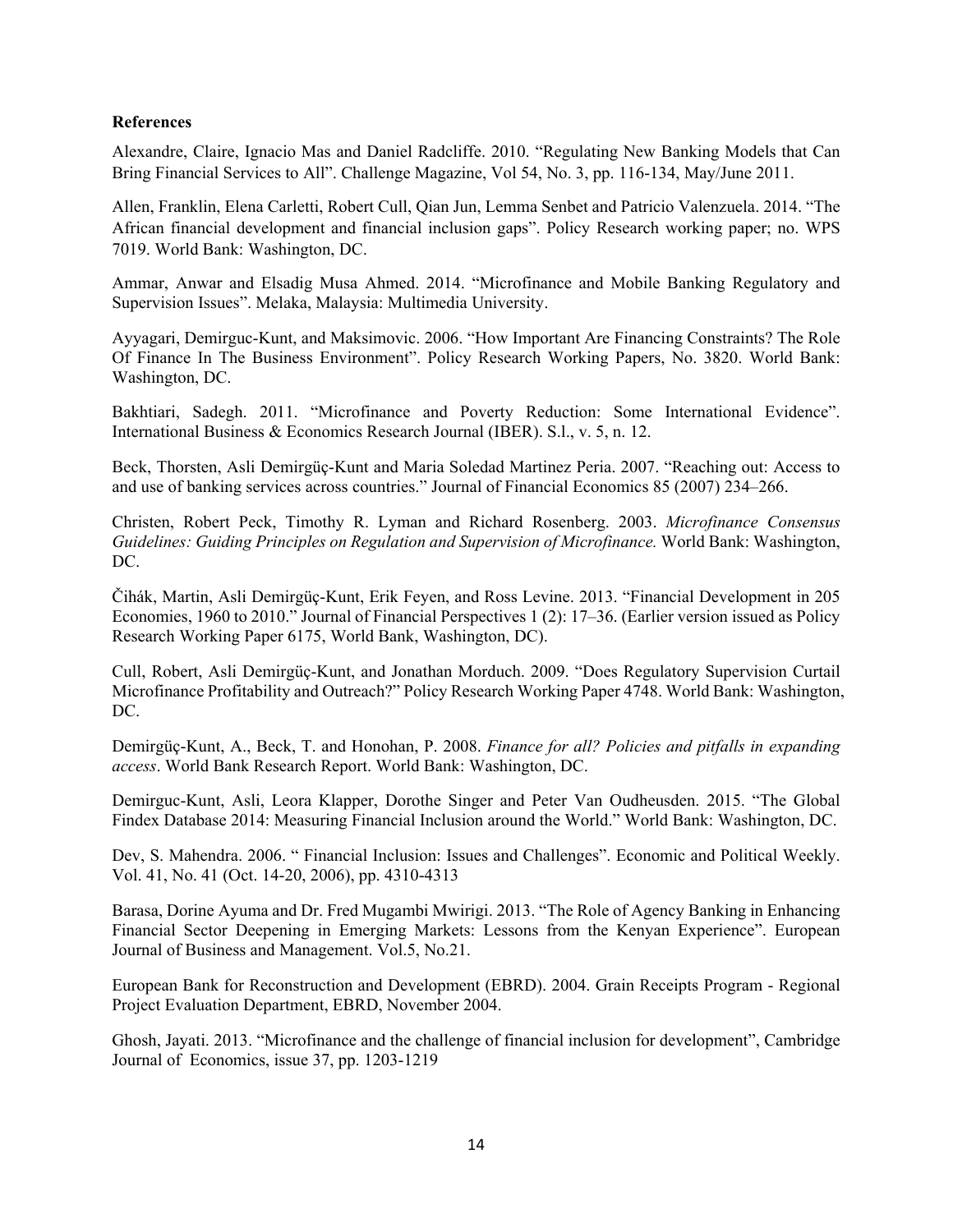**References**

Alexandre, Claire, Ignacio Mas and Daniel Radcliffe. 2010. "Regulating New Banking Models that Can Bring Financial Services to All". Challenge Magazine, Vol 54, No. 3, pp. 116-134, May/June 2011.

Allen, Franklin, Elena Carletti, Robert Cull, Qian Jun, Lemma Senbet and Patricio Valenzuela. 2014. "The African financial development and financial inclusion gaps". Policy Research working paper; no. WPS 7019. World Bank: Washington, DC.

Ammar, Anwar and Elsadig Musa Ahmed. 2014. "Microfinance and Mobile Banking Regulatory and Supervision Issues". Melaka, Malaysia: Multimedia University.

Ayyagari, Demirguc-Kunt, and Maksimovic. 2006. "How Important Are Financing Constraints? The Role Of Finance In The Business Environment". Policy Research Working Papers, No. 3820. World Bank: Washington, DC.

Bakhtiari, Sadegh. 2011. "Microfinance and Poverty Reduction: Some International Evidence". International Business & Economics Research Journal (IBER). S.l., v. 5, n. 12.

Beck, Thorsten, Asli Demirgüç-Kunt and Maria Soledad Martinez Peria. 2007. "Reaching out: Access to and use of banking services across countries." Journal of Financial Economics 85 (2007) 234–266.

Christen, Robert Peck, Timothy R. Lyman and Richard Rosenberg. 2003. *Microfinance Consensus Guidelines: Guiding Principles on Regulation and Supervision of Microfinance.* World Bank: Washington, DC.

Čihák, Martin, Asli Demirgüç-Kunt, Erik Feyen, and Ross Levine. 2013. "Financial Development in 205 Economies, 1960 to 2010." Journal of Financial Perspectives 1 (2): 17–36. (Earlier version issued as Policy Research Working Paper 6175, World Bank, Washington, DC).

Cull, Robert, Asli Demirgüç-Kunt, and Jonathan Morduch. 2009. "Does Regulatory Supervision Curtail Microfinance Profitability and Outreach?" Policy Research Working Paper 4748. World Bank: Washington, DC.

Demirgüç-Kunt, A., Beck, T. and Honohan, P. 2008. *Finance for all? Policies and pitfalls in expanding access*. World Bank Research Report. World Bank: Washington, DC.

Demirguc-Kunt, Asli, Leora Klapper, Dorothe Singer and Peter Van Oudheusden. 2015. "The Global Findex Database 2014: Measuring Financial Inclusion around the World." World Bank: Washington, DC.

Dev, S. Mahendra. 2006. " Financial Inclusion: Issues and Challenges". Economic and Political Weekly. Vol. 41, No. 41 (Oct. 14-20, 2006), pp. 4310-4313

Barasa, Dorine Ayuma and Dr. Fred Mugambi Mwirigi. 2013. "The Role of Agency Banking in Enhancing Financial Sector Deepening in Emerging Markets: Lessons from the Kenyan Experience". European Journal of Business and Management. Vol.5, No.21.

European Bank for Reconstruction and Development (EBRD). 2004. Grain Receipts Program - Regional Project Evaluation Department, EBRD, November 2004.

Ghosh, Jayati. 2013. "Microfinance and the challenge of financial inclusion for development", Cambridge Journal of Economics, issue 37, pp. 1203-1219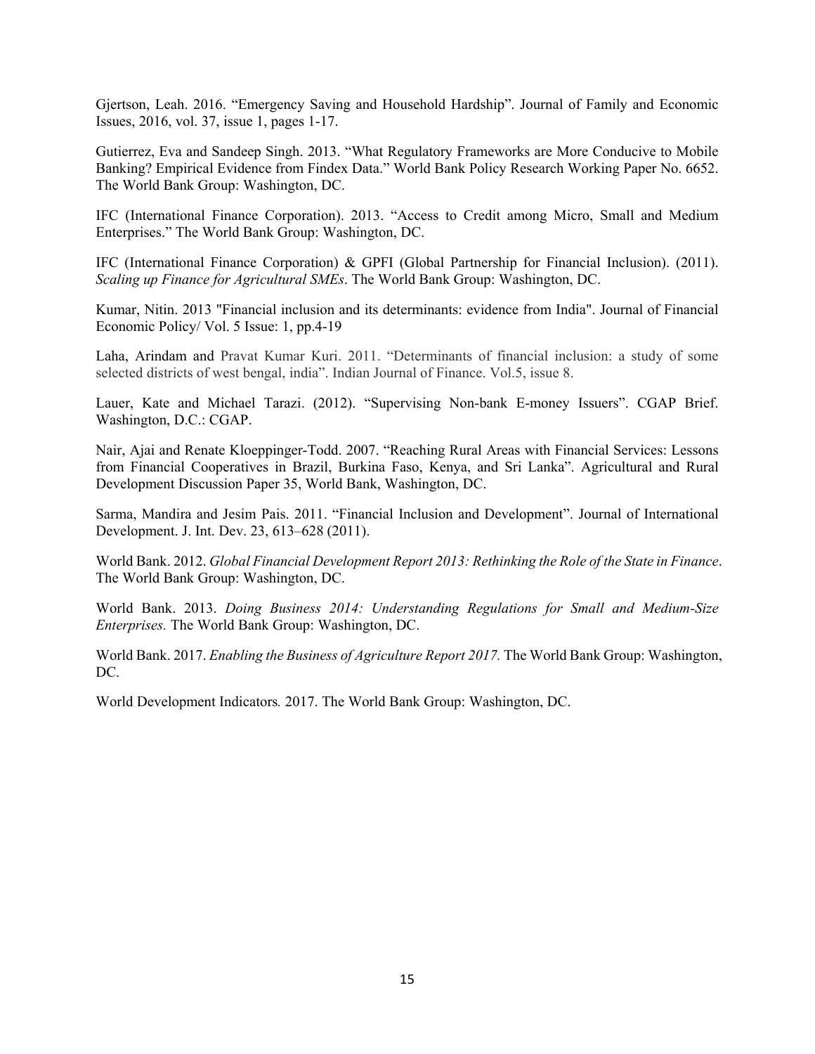Gjertson, Leah. 2016. "Emergency Saving and Household Hardship". Journal of Family and Economic Issues, 2016, vol. 37, issue 1, pages 1-17.

Gutierrez, Eva and Sandeep Singh. 2013. "What Regulatory Frameworks are More Conducive to Mobile Banking? Empirical Evidence from Findex Data." World Bank Policy Research Working Paper No. 6652. The World Bank Group: Washington, DC.

IFC (International Finance Corporation). 2013. "Access to Credit among Micro, Small and Medium Enterprises." The World Bank Group: Washington, DC.

IFC (International Finance Corporation) & GPFI (Global Partnership for Financial Inclusion). (2011). *Scaling up Finance for Agricultural SMEs*. The World Bank Group: Washington, DC.

Kumar, Nitin. 2013 "Financial inclusion and its determinants: evidence from India". Journal of Financial Economic Policy/ Vol. 5 Issue: 1, pp.4-19

Laha, Arindam and Pravat Kumar Kuri. 2011. "Determinants of financial inclusion: a study of some selected districts of west bengal, india". Indian Journal of Finance. Vol.5, issue 8.

Lauer, Kate and Michael Tarazi. (2012). "Supervising Non-bank E-money Issuers". CGAP Brief. Washington, D.C.: CGAP.

Nair, Ajai and Renate Kloeppinger-Todd. 2007. "Reaching Rural Areas with Financial Services: Lessons from Financial Cooperatives in Brazil, Burkina Faso, Kenya, and Sri Lanka". Agricultural and Rural Development Discussion Paper 35, World Bank, Washington, DC.

Sarma, Mandira and Jesim Pais. 2011. "Financial Inclusion and Development". Journal of International Development. J. Int. Dev. 23, 613–628 (2011).

World Bank. 2012. *Global Financial Development Report 2013: Rethinking the Role of the State in Finance*. The World Bank Group: Washington, DC.

World Bank. 2013. *Doing Business 2014: Understanding Regulations for Small and Medium-Size Enterprises.* The World Bank Group: Washington, DC.

World Bank. 2017. *Enabling the Business of Agriculture Report 2017.* The World Bank Group: Washington, DC.

World Development Indicators*.* 2017. The World Bank Group: Washington, DC.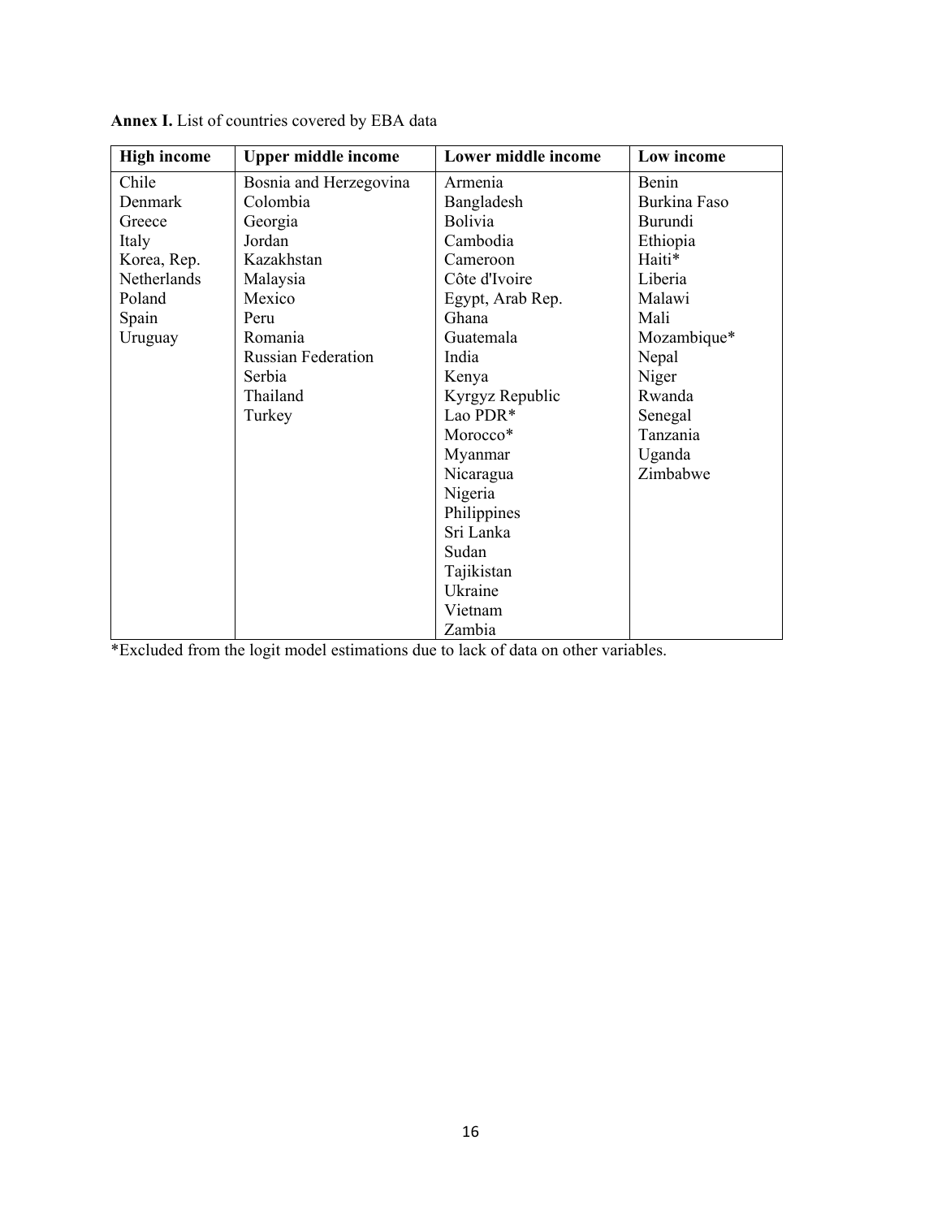**Annex I.** List of countries covered by EBA data

| High income | Upper middle income | Lower middle income | Low income |
|---|---|---|---|
| Chile | Bosnia and Herzegovina | Armenia | Benin |
| Denmark | Colombia | Bangladesh | Burkina Faso |
| Greece | Georgia | Bolivia | Burundi |
| Italy | Jordan | Cambodia | Ethiopia |
| Korea, Rep. | Kazakhstan | Cameroon | Haiti* |
| Netherlands | Malaysia | Côte d'Ivoire | Liberia |
| Poland | Mexico | Egypt, Arab Rep. | Malawi |
| Spain | Peru | Ghana | Mali |
| Uruguay | Romania | Guatemala | Mozambique* |
| | Russian Federation | India | Nepal |
| | Serbia | Kenya | Niger |
| | Thailand | Kyrgyz Republic | Rwanda |
| | Turkey | Lao PDR* | Senegal |
| | | Morocco* | Tanzania |
| | | Myanmar | Uganda |
| | | Nicaragua | Zimbabwe |
| | | Nigeria | |
| | | Philippines | |
| | | Sri Lanka | |
| | | Sudan | |
| | | Tajikistan | |
| | | Ukraine | |
| | | Vietnam | |
| | | Zambia | |

*Excluded from the logit model estimations due to lack of data on other variables.